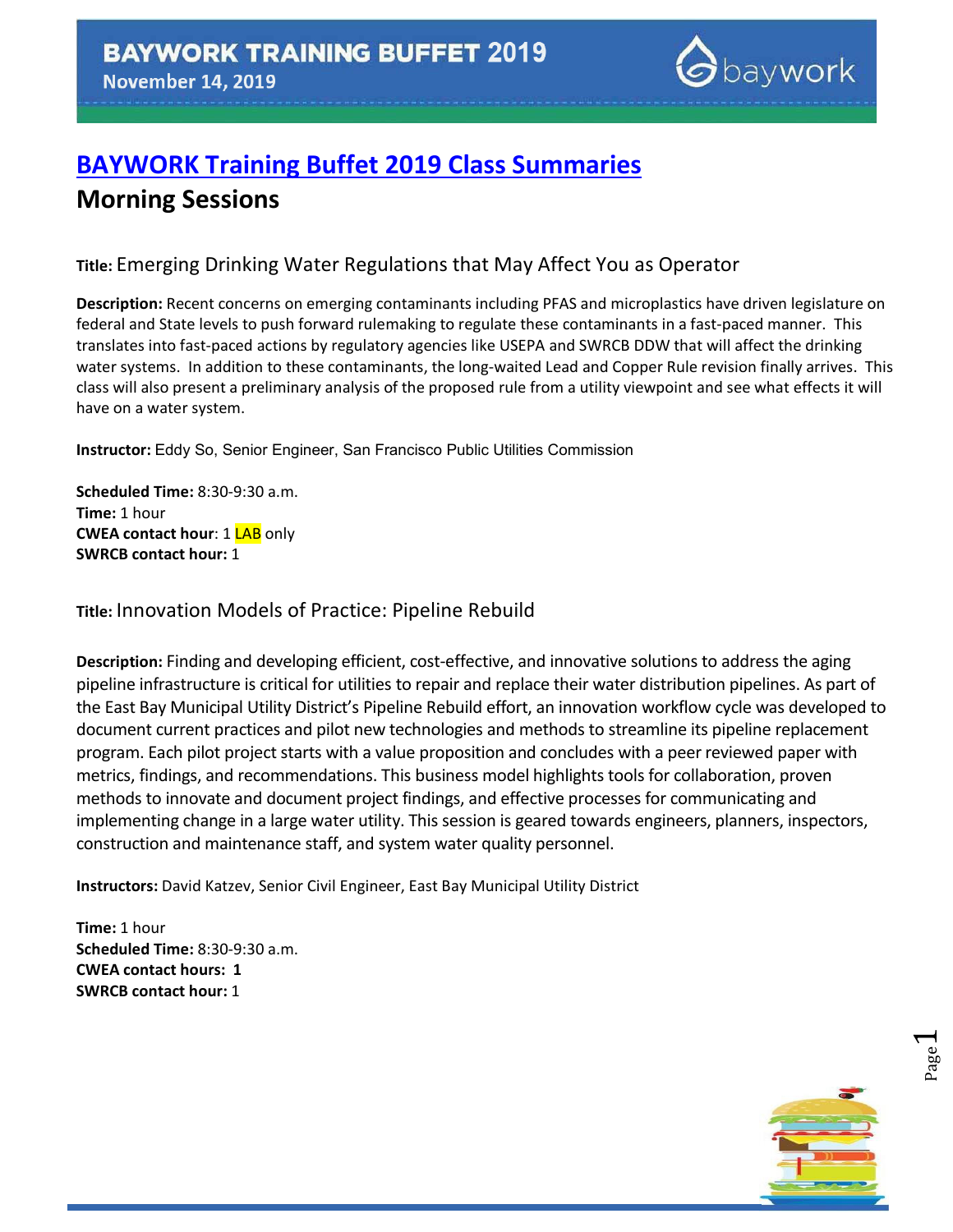BAYWORK TRAINING BUFFET 2019
November 14, 2019

# BAYWORK Training Buffet 2019 Class Summaries

## Morning Sessions

**Title:** Emerging Drinking Water Regulations that May Affect You as Operator

**Description:** Recent concerns on emerging contaminants including PFAS and microplastics have driven legislature on federal and State levels to push forward rulemaking to regulate these contaminants in a fast-paced manner. This translates into fast-paced actions by regulatory agencies like USEPA and SWRCB DDW that will affect the drinking water systems. In addition to these contaminants, the long-waited Lead and Copper Rule revision finally arrives. This class will also present a preliminary analysis of the proposed rule from a utility viewpoint and see what effects it will have on a water system.

**Instructor:** Eddy So, Senior Engineer, San Francisco Public Utilities Commission

**Scheduled Time:** 8:30-9:30 a.m.
**Time:** 1 hour
**CWEA contact hour**: 1 LAB only
**SWRCB contact hour:** 1

**Title:** Innovation Models of Practice: Pipeline Rebuild

**Description:** Finding and developing efficient, cost-effective, and innovative solutions to address the aging pipeline infrastructure is critical for utilities to repair and replace their water distribution pipelines. As part of the East Bay Municipal Utility District's Pipeline Rebuild effort, an innovation workflow cycle was developed to document current practices and pilot new technologies and methods to streamline its pipeline replacement program. Each pilot project starts with a value proposition and concludes with a peer reviewed paper with metrics, findings, and recommendations. This business model highlights tools for collaboration, proven methods to innovate and document project findings, and effective processes for communicating and implementing change in a large water utility. This session is geared towards engineers, planners, inspectors, construction and maintenance staff, and system water quality personnel.

**Instructors:** David Katzev, Senior Civil Engineer, East Bay Municipal Utility District

**Time:** 1 hour
**Scheduled Time:** 8:30-9:30 a.m.
**CWEA contact hours: 1**
**SWRCB contact hour:** 1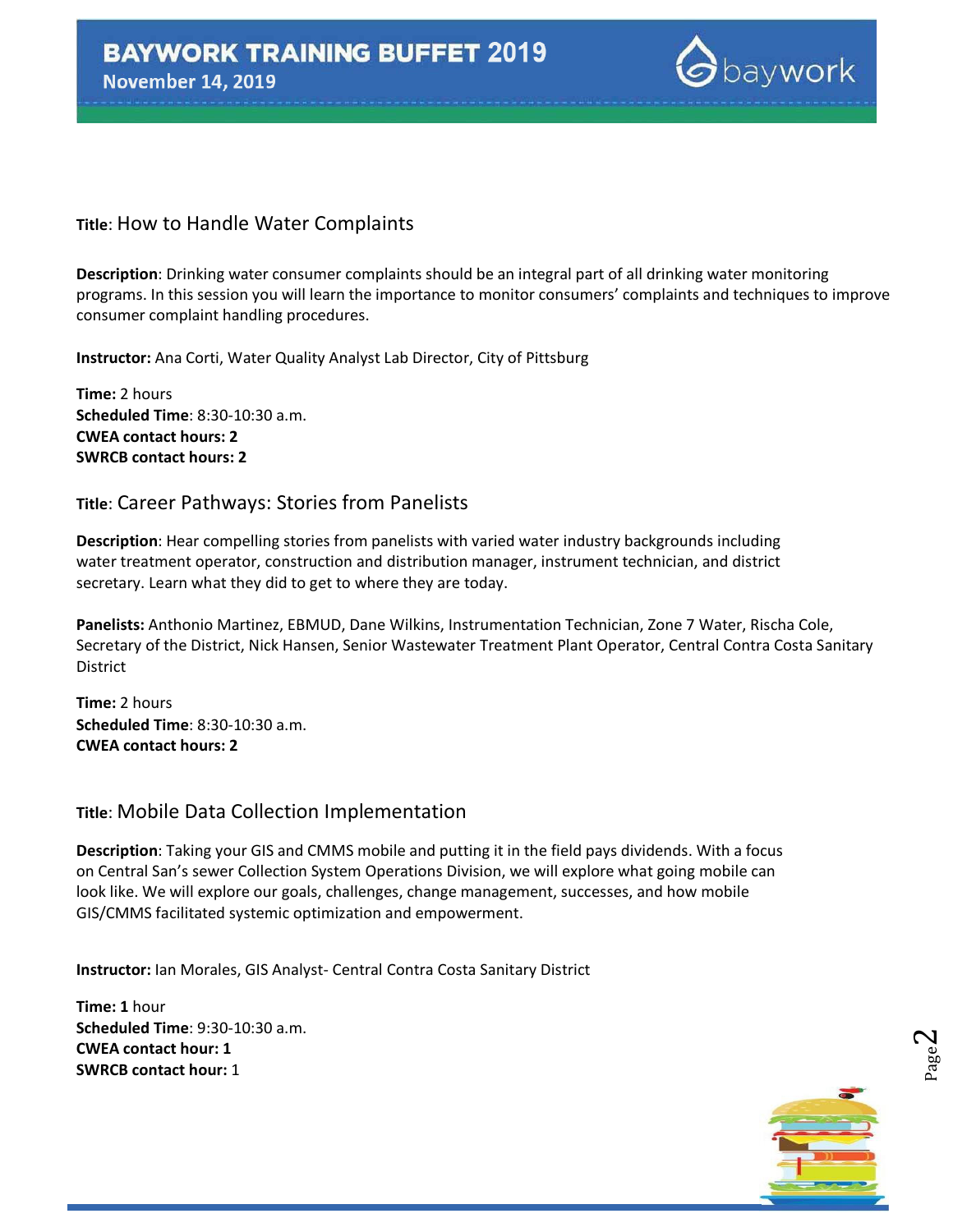**Title**: How to Handle Water Complaints

**Description**: Drinking water consumer complaints should be an integral part of all drinking water monitoring programs. In this session you will learn the importance to monitor consumers' complaints and techniques to improve consumer complaint handling procedures.

**Instructor:** Ana Corti, Water Quality Analyst Lab Director, City of Pittsburg

**Time:** 2 hours
**Scheduled Time**: 8:30-10:30 a.m.
**CWEA contact hours: 2**
**SWRCB contact hours: 2**

**Title**: Career Pathways: Stories from Panelists

**Description**: Hear compelling stories from panelists with varied water industry backgrounds including water treatment operator, construction and distribution manager, instrument technician, and district secretary. Learn what they did to get to where they are today.

**Panelists:** Anthonio Martinez, EBMUD, Dane Wilkins, Instrumentation Technician, Zone 7 Water, Rischa Cole, Secretary of the District, Nick Hansen, Senior Wastewater Treatment Plant Operator, Central Contra Costa Sanitary District

**Time:** 2 hours
**Scheduled Time**: 8:30-10:30 a.m.
**CWEA contact hours: 2**

**Title**: Mobile Data Collection Implementation

**Description**: Taking your GIS and CMMS mobile and putting it in the field pays dividends. With a focus on Central San's sewer Collection System Operations Division, we will explore what going mobile can look like. We will explore our goals, challenges, change management, successes, and how mobile GIS/CMMS facilitated systemic optimization and empowerment.

**Instructor:** Ian Morales, GIS Analyst- Central Contra Costa Sanitary District

**Time: 1** hour
**Scheduled Time**: 9:30-10:30 a.m.
**CWEA contact hour: 1**
**SWRCB contact hour:** 1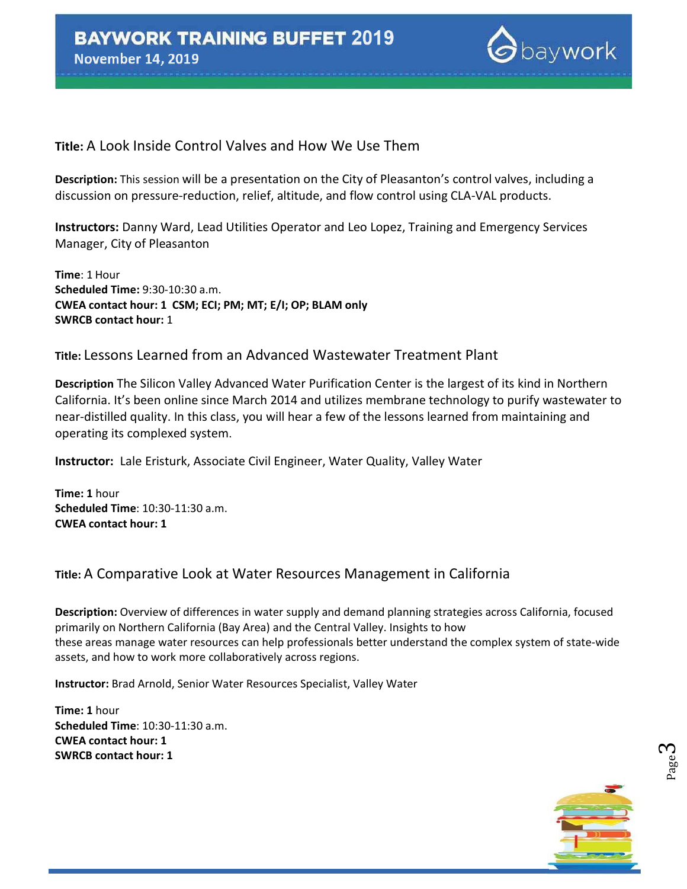**Title:** A Look Inside Control Valves and How We Use Them

**Description:** This session will be a presentation on the City of Pleasanton's control valves, including a discussion on pressure-reduction, relief, altitude, and flow control using CLA-VAL products.

**Instructors:** Danny Ward, Lead Utilities Operator and Leo Lopez, Training and Emergency Services Manager, City of Pleasanton

**Time**: 1 Hour
**Scheduled Time:** 9:30-10:30 a.m.
**CWEA contact hour: 1 CSM; ECI; PM; MT; E/I; OP; BLAM only**
**SWRCB contact hour:** 1

**Title:** Lessons Learned from an Advanced Wastewater Treatment Plant

**Description** The Silicon Valley Advanced Water Purification Center is the largest of its kind in Northern California. It's been online since March 2014 and utilizes membrane technology to purify wastewater to near-distilled quality. In this class, you will hear a few of the lessons learned from maintaining and operating its complexed system.

**Instructor:** Lale Eristurk, Associate Civil Engineer, Water Quality, Valley Water

**Time: 1** hour
**Scheduled Time**: 10:30-11:30 a.m.
**CWEA contact hour: 1**

**Title:** A Comparative Look at Water Resources Management in California

**Description:** Overview of differences in water supply and demand planning strategies across California, focused primarily on Northern California (Bay Area) and the Central Valley. Insights to how these areas manage water resources can help professionals better understand the complex system of state-wide assets, and how to work more collaboratively across regions.

**Instructor:** Brad Arnold, Senior Water Resources Specialist, Valley Water

**Time: 1** hour
**Scheduled Time**: 10:30-11:30 a.m.
**CWEA contact hour: 1**
**SWRCB contact hour: 1**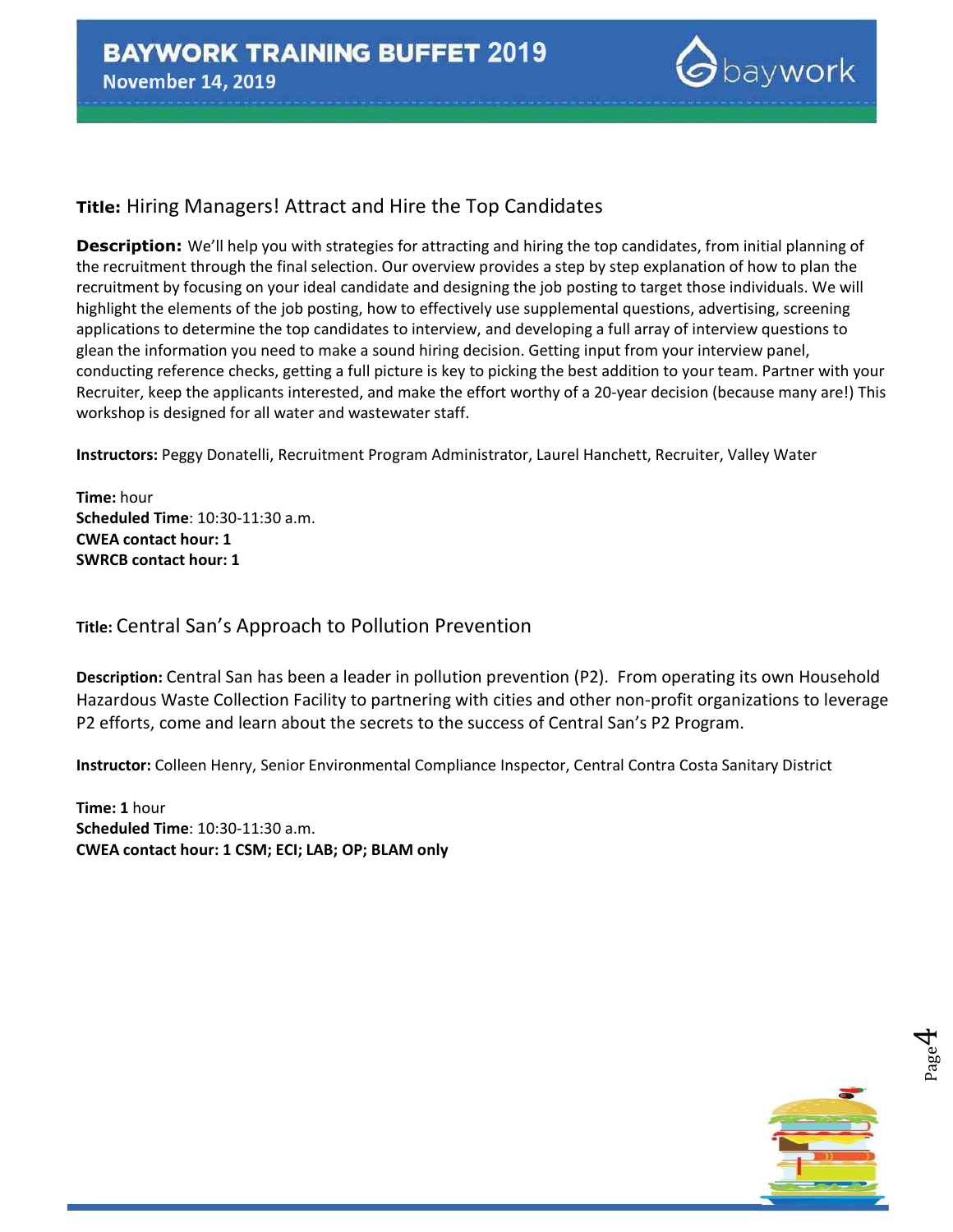**Title:** Hiring Managers! Attract and Hire the Top Candidates

**Description:** We'll help you with strategies for attracting and hiring the top candidates, from initial planning of the recruitment through the final selection. Our overview provides a step by step explanation of how to plan the recruitment by focusing on your ideal candidate and designing the job posting to target those individuals. We will highlight the elements of the job posting, how to effectively use supplemental questions, advertising, screening applications to determine the top candidates to interview, and developing a full array of interview questions to glean the information you need to make a sound hiring decision. Getting input from your interview panel, conducting reference checks, getting a full picture is key to picking the best addition to your team. Partner with your Recruiter, keep the applicants interested, and make the effort worthy of a 20-year decision (because many are!) This workshop is designed for all water and wastewater staff.

**Instructors:** Peggy Donatelli, Recruitment Program Administrator, Laurel Hanchett, Recruiter, Valley Water

**Time:** hour
**Scheduled Time**: 10:30-11:30 a.m.
**CWEA contact hour: 1**
**SWRCB contact hour: 1**

**Title:** Central San's Approach to Pollution Prevention

**Description:** Central San has been a leader in pollution prevention (P2). From operating its own Household Hazardous Waste Collection Facility to partnering with cities and other non-profit organizations to leverage P2 efforts, come and learn about the secrets to the success of Central San's P2 Program.

**Instructor:** Colleen Henry, Senior Environmental Compliance Inspector, Central Contra Costa Sanitary District

**Time: 1** hour
**Scheduled Time**: 10:30-11:30 a.m.
**CWEA contact hour: 1 CSM; ECI; LAB; OP; BLAM only**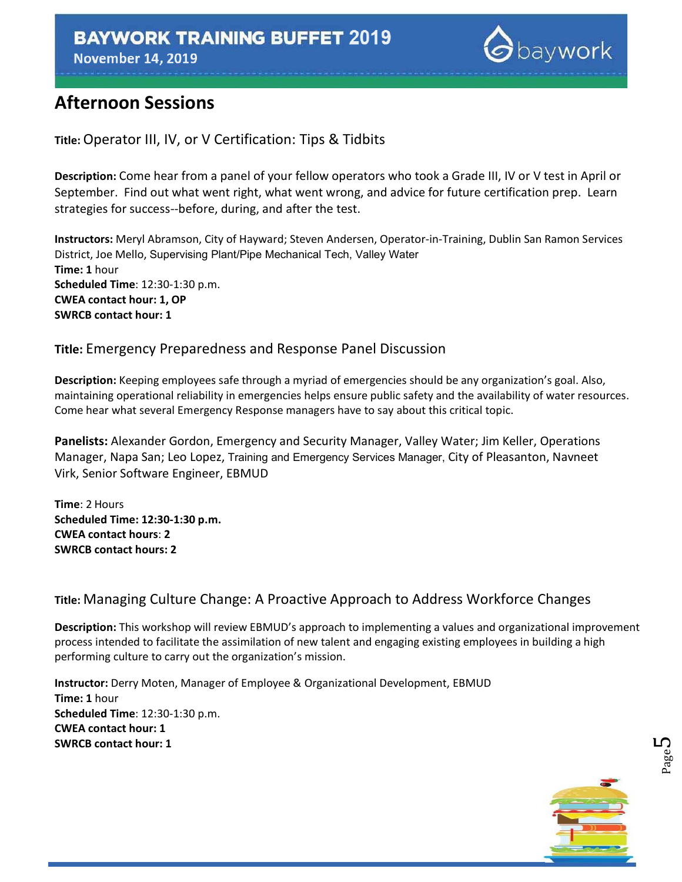## Afternoon Sessions

**Title:** Operator III, IV, or V Certification: Tips & Tidbits

**Description:** Come hear from a panel of your fellow operators who took a Grade III, IV or V test in April or September. Find out what went right, what went wrong, and advice for future certification prep. Learn strategies for success--before, during, and after the test.

**Instructors:** Meryl Abramson, City of Hayward; Steven Andersen, Operator-in-Training, Dublin San Ramon Services District, Joe Mello, Supervising Plant/Pipe Mechanical Tech, Valley Water
**Time: 1** hour
**Scheduled Time**: 12:30-1:30 p.m.
**CWEA contact hour: 1, OP**
**SWRCB contact hour: 1**

**Title:** Emergency Preparedness and Response Panel Discussion

**Description:** Keeping employees safe through a myriad of emergencies should be any organization's goal. Also, maintaining operational reliability in emergencies helps ensure public safety and the availability of water resources. Come hear what several Emergency Response managers have to say about this critical topic.

**Panelists:** Alexander Gordon, Emergency and Security Manager, Valley Water; Jim Keller, Operations Manager, Napa San; Leo Lopez, Training and Emergency Services Manager, City of Pleasanton, Navneet Virk, Senior Software Engineer, EBMUD

**Time**: 2 Hours
**Scheduled Time: 12:30-1:30 p.m.**
**CWEA contact hours**: **2**
**SWRCB contact hours: 2**

**Title:** Managing Culture Change: A Proactive Approach to Address Workforce Changes

**Description:** This workshop will review EBMUD's approach to implementing a values and organizational improvement process intended to facilitate the assimilation of new talent and engaging existing employees in building a high performing culture to carry out the organization's mission.

**Instructor:** Derry Moten, Manager of Employee & Organizational Development, EBMUD
**Time: 1** hour
**Scheduled Time**: 12:30-1:30 p.m.
**CWEA contact hour: 1**
**SWRCB contact hour: 1**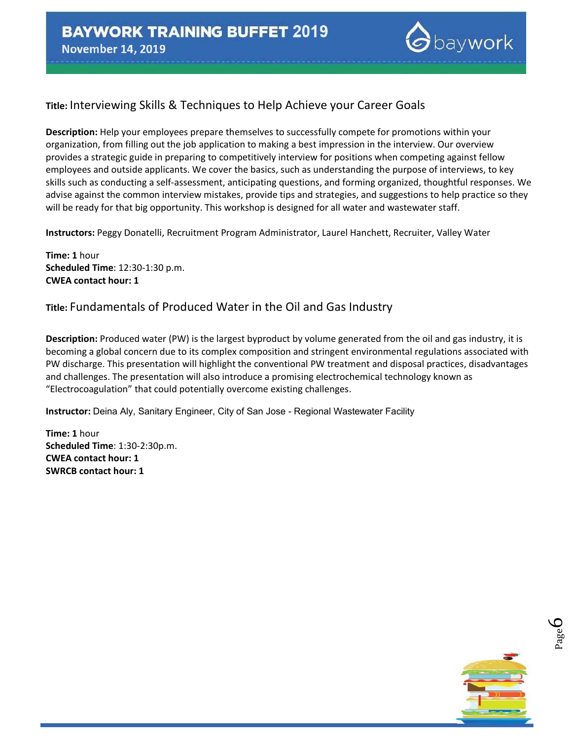**Title:** Interviewing Skills & Techniques to Help Achieve your Career Goals

**Description:** Help your employees prepare themselves to successfully compete for promotions within your organization, from filling out the job application to making a best impression in the interview. Our overview provides a strategic guide in preparing to competitively interview for positions when competing against fellow employees and outside applicants. We cover the basics, such as understanding the purpose of interviews, to key skills such as conducting a self-assessment, anticipating questions, and forming organized, thoughtful responses. We advise against the common interview mistakes, provide tips and strategies, and suggestions to help practice so they will be ready for that big opportunity. This workshop is designed for all water and wastewater staff.

**Instructors:** Peggy Donatelli, Recruitment Program Administrator, Laurel Hanchett, Recruiter, Valley Water

**Time: 1** hour
**Scheduled Time**: 12:30-1:30 p.m.
**CWEA contact hour: 1**

**Title:** Fundamentals of Produced Water in the Oil and Gas Industry

**Description:** Produced water (PW) is the largest byproduct by volume generated from the oil and gas industry, it is becoming a global concern due to its complex composition and stringent environmental regulations associated with PW discharge. This presentation will highlight the conventional PW treatment and disposal practices, disadvantages and challenges. The presentation will also introduce a promising electrochemical technology known as "Electrocoagulation" that could potentially overcome existing challenges.

**Instructor:** Deina Aly, Sanitary Engineer, City of San Jose - Regional Wastewater Facility

**Time: 1** hour
**Scheduled Time**: 1:30-2:30p.m.
**CWEA contact hour: 1**
**SWRCB contact hour: 1**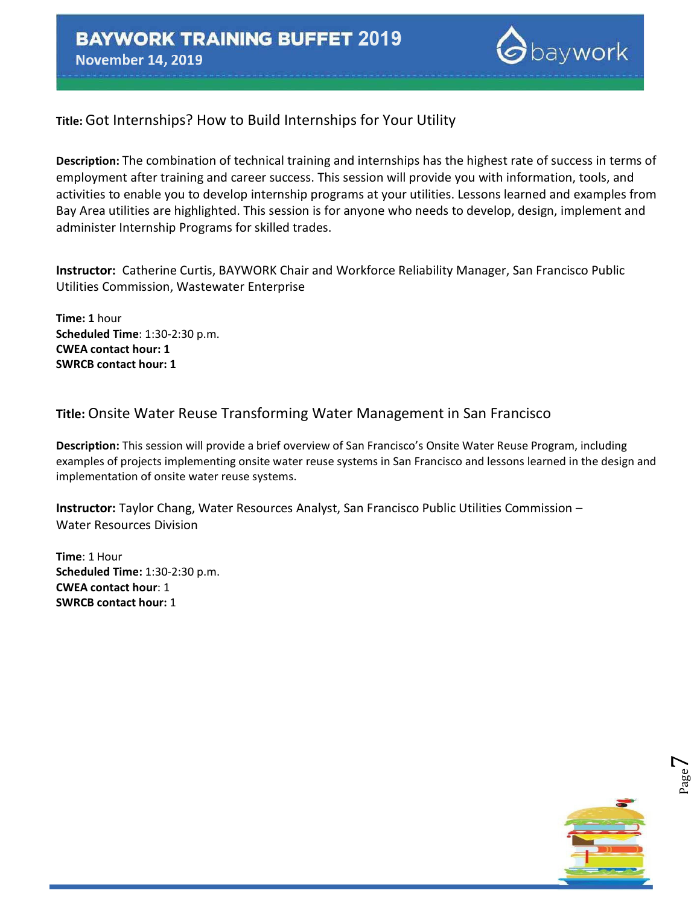**Title:** Got Internships? How to Build Internships for Your Utility

**Description:** The combination of technical training and internships has the highest rate of success in terms of employment after training and career success. This session will provide you with information, tools, and activities to enable you to develop internship programs at your utilities. Lessons learned and examples from Bay Area utilities are highlighted. This session is for anyone who needs to develop, design, implement and administer Internship Programs for skilled trades.

**Instructor:** Catherine Curtis, BAYWORK Chair and Workforce Reliability Manager, San Francisco Public Utilities Commission, Wastewater Enterprise

**Time: 1** hour
**Scheduled Time**: 1:30-2:30 p.m.
**CWEA contact hour: 1**
**SWRCB contact hour: 1**

**Title:** Onsite Water Reuse Transforming Water Management in San Francisco

**Description:** This session will provide a brief overview of San Francisco's Onsite Water Reuse Program, including examples of projects implementing onsite water reuse systems in San Francisco and lessons learned in the design and implementation of onsite water reuse systems.

**Instructor:** Taylor Chang, Water Resources Analyst, San Francisco Public Utilities Commission – Water Resources Division

**Time**: 1 Hour
**Scheduled Time:** 1:30-2:30 p.m.
**CWEA contact hour**: 1
**SWRCB contact hour:** 1